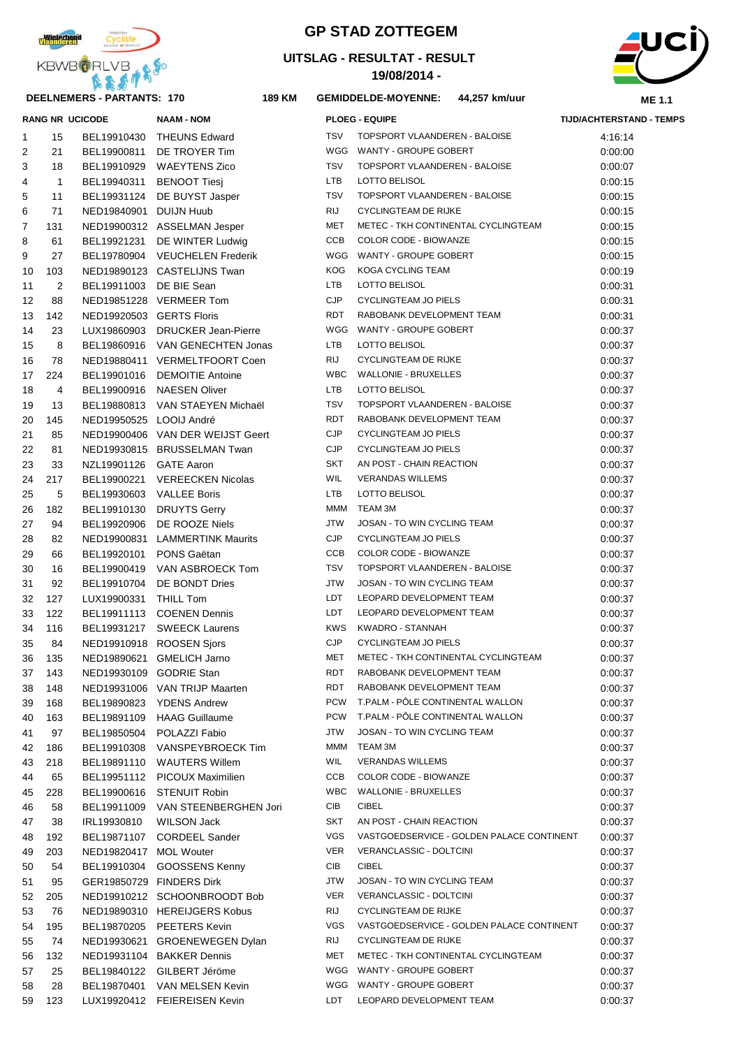# GP STAD ZOTTEGEM

## UITSLAG - RESULTAT - RESULT

**19/08/2014 -**

**DEELNEMERS - PARTANTS: 170** **189 KM** **GEMIDDELDE-MOYENNE: 44,257 km/uur** **ME 1.1**

| RANG | NR | UCICODE | NAAM - NOM | PLOEG - EQUIPE | | TIJD/ACHTERSTAND - TEMPS |
|---|---|---|---|---|---|---|
| 1 | 15 | BEL19910430 | THEUNS Edward | TSV | TOPSPORT VLAANDEREN - BALOISE | 4:16:14 |
| 2 | 21 | BEL19900811 | DE TROYER Tim | WGG | WANTY - GROUPE GOBERT | 0:00:00 |
| 3 | 18 | BEL19910929 | WAEYTENS Zico | TSV | TOPSPORT VLAANDEREN - BALOISE | 0:00:07 |
| 4 | 1 | BEL19940311 | BENOOT Tiesj | LTB | LOTTO BELISOL | 0:00:15 |
| 5 | 11 | BEL19931124 | DE BUYST Jasper | TSV | TOPSPORT VLAANDEREN - BALOISE | 0:00:15 |
| 6 | 71 | NED19840901 | DUIJN Huub | RIJ | CYCLINGTEAM DE RIJKE | 0:00:15 |
| 7 | 131 | NED19900312 | ASSELMAN Jesper | MET | METEC - TKH CONTINENTAL CYCLINGTEAM | 0:00:15 |
| 8 | 61 | BEL19921231 | DE WINTER Ludwig | CCB | COLOR CODE - BIOWANZE | 0:00:15 |
| 9 | 27 | BEL19780904 | VEUCHELEN Frederik | WGG | WANTY - GROUPE GOBERT | 0:00:15 |
| 10 | 103 | NED19890123 | CASTELIJNS Twan | KOG | KOGA CYCLING TEAM | 0:00:19 |
| 11 | 2 | BEL19911003 | DE BIE Sean | LTB | LOTTO BELISOL | 0:00:31 |
| 12 | 88 | NED19851228 | VERMEER Tom | CJP | CYCLINGTEAM JO PIELS | 0:00:31 |
| 13 | 142 | NED19920503 | GERTS Floris | RDT | RABOBANK DEVELOPMENT TEAM | 0:00:31 |
| 14 | 23 | LUX19860903 | DRUCKER Jean-Pierre | WGG | WANTY - GROUPE GOBERT | 0:00:37 |
| 15 | 8 | BEL19860916 | VAN GENECHTEN Jonas | LTB | LOTTO BELISOL | 0:00:37 |
| 16 | 78 | NED19880411 | VERMELTFOORT Coen | RIJ | CYCLINGTEAM DE RIJKE | 0:00:37 |
| 17 | 224 | BEL19901016 | DEMOITIE Antoine | WBC | WALLONIE - BRUXELLES | 0:00:37 |
| 18 | 4 | BEL19900916 | NAESEN Oliver | LTB | LOTTO BELISOL | 0:00:37 |
| 19 | 13 | BEL19880813 | VAN STAEYEN Michaël | TSV | TOPSPORT VLAANDEREN - BALOISE | 0:00:37 |
| 20 | 145 | NED19950525 | LOOIJ André | RDT | RABOBANK DEVELOPMENT TEAM | 0:00:37 |
| 21 | 85 | NED19900406 | VAN DER WEIJST Geert | CJP | CYCLINGTEAM JO PIELS | 0:00:37 |
| 22 | 81 | NED19930815 | BRUSSELMAN Twan | CJP | CYCLINGTEAM JO PIELS | 0:00:37 |
| 23 | 33 | NZL19901126 | GATE Aaron | SKT | AN POST - CHAIN REACTION | 0:00:37 |
| 24 | 217 | BEL19900221 | VEREECKEN Nicolas | WIL | VERANDAS WILLEMS | 0:00:37 |
| 25 | 5 | BEL19930603 | VALLEE Boris | LTB | LOTTO BELISOL | 0:00:37 |
| 26 | 182 | BEL19910130 | DRUYTS Gerry | MMM | TEAM 3M | 0:00:37 |
| 27 | 94 | BEL19920906 | DE ROOZE Niels | JTW | JOSAN - TO WIN CYCLING TEAM | 0:00:37 |
| 28 | 82 | NED19900831 | LAMMERTINK Maurits | CJP | CYCLINGTEAM JO PIELS | 0:00:37 |
| 29 | 66 | BEL19920101 | PONS Gaëtan | CCB | COLOR CODE - BIOWANZE | 0:00:37 |
| 30 | 16 | BEL19900419 | VAN ASBROECK Tom | TSV | TOPSPORT VLAANDEREN - BALOISE | 0:00:37 |
| 31 | 92 | BEL19910704 | DE BONDT Dries | JTW | JOSAN - TO WIN CYCLING TEAM | 0:00:37 |
| 32 | 127 | LUX19900331 | THILL Tom | LDT | LEOPARD DEVELOPMENT TEAM | 0:00:37 |
| 33 | 122 | BEL19911113 | COENEN Dennis | LDT | LEOPARD DEVELOPMENT TEAM | 0:00:37 |
| 34 | 116 | BEL19931217 | SWEECK Laurens | KWS | KWADRO - STANNAH | 0:00:37 |
| 35 | 84 | NED19910918 | ROOSEN Sjors | CJP | CYCLINGTEAM JO PIELS | 0:00:37 |
| 36 | 135 | NED19890621 | GMELICH Jarno | MET | METEC - TKH CONTINENTAL CYCLINGTEAM | 0:00:37 |
| 37 | 143 | NED19930109 | GODRIE Stan | RDT | RABOBANK DEVELOPMENT TEAM | 0:00:37 |
| 38 | 148 | NED19931006 | VAN TRIJP Maarten | RDT | RABOBANK DEVELOPMENT TEAM | 0:00:37 |
| 39 | 168 | BEL19890823 | YDENS Andrew | PCW | T.PALM - PÔLE CONTINENTAL WALLON | 0:00:37 |
| 40 | 163 | BEL19891109 | HAAG Guillaume | PCW | T.PALM - PÔLE CONTINENTAL WALLON | 0:00:37 |
| 41 | 97 | BEL19850504 | POLAZZI Fabio | JTW | JOSAN - TO WIN CYCLING TEAM | 0:00:37 |
| 42 | 186 | BEL19910308 | VANSPEYBROECK Tim | MMM | TEAM 3M | 0:00:37 |
| 43 | 218 | BEL19891110 | WAUTERS Willem | WIL | VERANDAS WILLEMS | 0:00:37 |
| 44 | 65 | BEL19951112 | PICOUX Maximilien | CCB | COLOR CODE - BIOWANZE | 0:00:37 |
| 45 | 228 | BEL19900616 | STENUIT Robin | WBC | WALLONIE - BRUXELLES | 0:00:37 |
| 46 | 58 | BEL19911009 | VAN STEENBERGHEN Jori | CIB | CIBEL | 0:00:37 |
| 47 | 38 | IRL19930810 | WILSON Jack | SKT | AN POST - CHAIN REACTION | 0:00:37 |
| 48 | 192 | BEL19871107 | CORDEEL Sander | VGS | VASTGOEDSERVICE - GOLDEN PALACE CONTINENT | 0:00:37 |
| 49 | 203 | NED19820417 | MOL Wouter | VER | VERANCLASSIC - DOLTCINI | 0:00:37 |
| 50 | 54 | BEL19910304 | GOOSSENS Kenny | CIB | CIBEL | 0:00:37 |
| 51 | 95 | GER19850729 | FINDERS Dirk | JTW | JOSAN - TO WIN CYCLING TEAM | 0:00:37 |
| 52 | 205 | NED19910212 | SCHOONBROODT Bob | VER | VERANCLASSIC - DOLTCINI | 0:00:37 |
| 53 | 76 | NED19890310 | HEREIJGERS Kobus | RIJ | CYCLINGTEAM DE RIJKE | 0:00:37 |
| 54 | 195 | BEL19870205 | PEETERS Kevin | VGS | VASTGOEDSERVICE - GOLDEN PALACE CONTINENT | 0:00:37 |
| 55 | 74 | NED19930621 | GROENEWEGEN Dylan | RIJ | CYCLINGTEAM DE RIJKE | 0:00:37 |
| 56 | 132 | NED19931104 | BAKKER Dennis | MET | METEC - TKH CONTINENTAL CYCLINGTEAM | 0:00:37 |
| 57 | 25 | BEL19840122 | GILBERT Jéröme | WGG | WANTY - GROUPE GOBERT | 0:00:37 |
| 58 | 28 | BEL19870401 | VAN MELSEN Kevin | WGG | WANTY - GROUPE GOBERT | 0:00:37 |
| 59 | 123 | LUX19920412 | FEIEREISEN Kevin | LDT | LEOPARD DEVELOPMENT TEAM | 0:00:37 |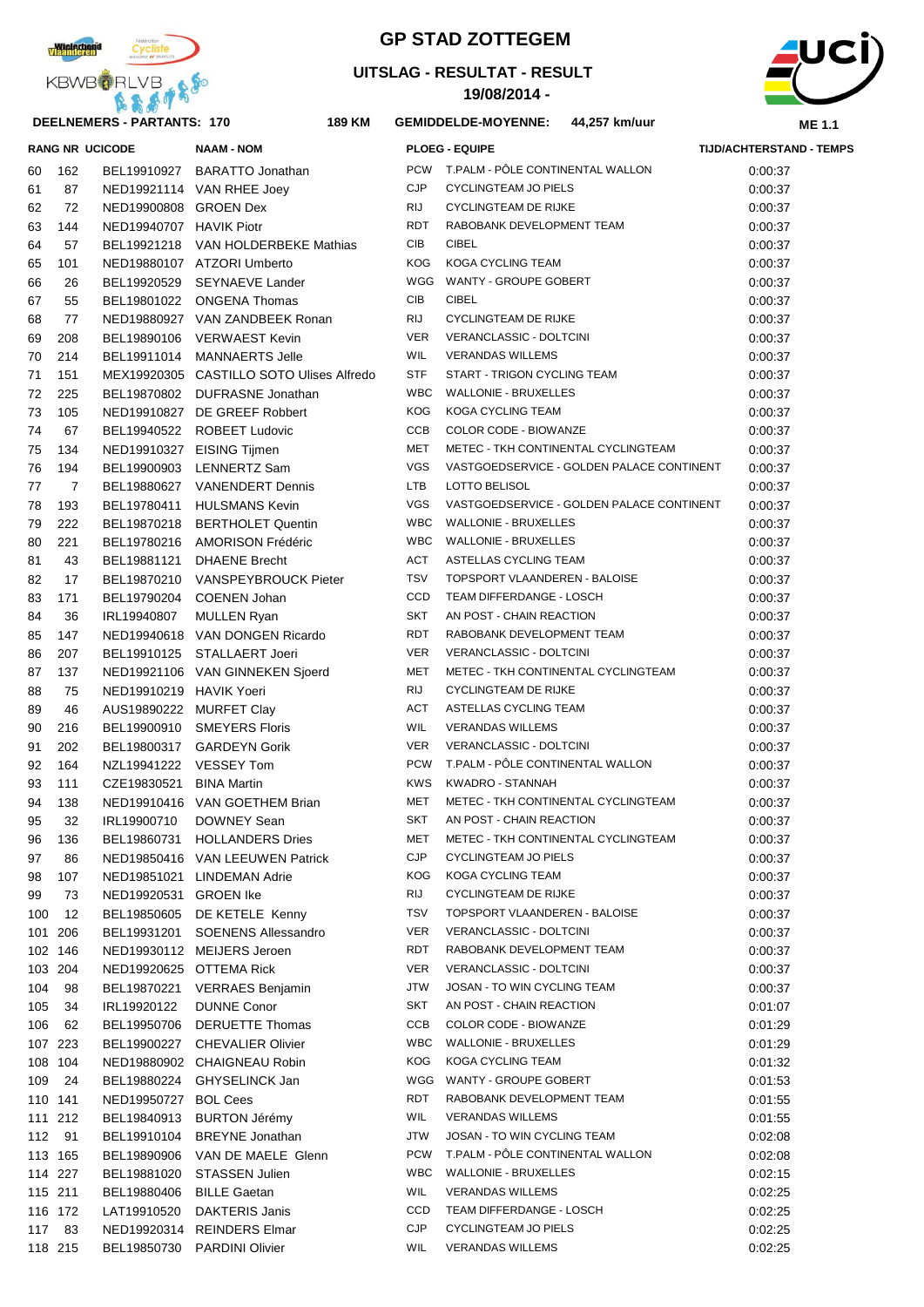# GP STAD ZOTTEGEM

## UITSLAG - RESULTAT - RESULT

**19/08/2014 -**

**DEELNEMERS - PARTANTS: 170** **189 KM** **GEMIDDELDE-MOYENNE: 44,257 km/uur** **ME 1.1**

| RANG | NR | UCICODE | NAAM - NOM | PLOEG - EQUIPE | | TIJD/ACHTERSTAND - TEMPS |
|---|---|---|---|---|---|---|
| 60 | 162 | BEL19910927 | BARATTO Jonathan | PCW | T.PALM - PÔLE CONTINENTAL WALLON | 0:00:37 |
| 61 | 87 | NED19921114 | VAN RHEE Joey | CJP | CYCLINGTEAM JO PIELS | 0:00:37 |
| 62 | 72 | NED19900808 | GROEN Dex | RIJ | CYCLINGTEAM DE RIJKE | 0:00:37 |
| 63 | 144 | NED19940707 | HAVIK Piotr | RDT | RABOBANK DEVELOPMENT TEAM | 0:00:37 |
| 64 | 57 | BEL19921218 | VAN HOLDERBEKE Mathias | CIB | CIBEL | 0:00:37 |
| 65 | 101 | NED19880107 | ATZORI Umberto | KOG | KOGA CYCLING TEAM | 0:00:37 |
| 66 | 26 | BEL19920529 | SEYNAEVE Lander | WGG | WANTY - GROUPE GOBERT | 0:00:37 |
| 67 | 55 | BEL19801022 | ONGENA Thomas | CIB | CIBEL | 0:00:37 |
| 68 | 77 | NED19880927 | VAN ZANDBEEK Ronan | RIJ | CYCLINGTEAM DE RIJKE | 0:00:37 |
| 69 | 208 | BEL19890106 | VERWAEST Kevin | VER | VERANCLASSIC - DOLTCINI | 0:00:37 |
| 70 | 214 | BEL19911014 | MANNAERTS Jelle | WIL | VERANDAS WILLEMS | 0:00:37 |
| 71 | 151 | MEX19920305 | CASTILLO SOTO Ulises Alfredo | STF | START - TRIGON CYCLING TEAM | 0:00:37 |
| 72 | 225 | BEL19870802 | DUFRASNE Jonathan | WBC | WALLONIE - BRUXELLES | 0:00:37 |
| 73 | 105 | NED19910827 | DE GREEF Robbert | KOG | KOGA CYCLING TEAM | 0:00:37 |
| 74 | 67 | BEL19940522 | ROBEET Ludovic | CCB | COLOR CODE - BIOWANZE | 0:00:37 |
| 75 | 134 | NED19910327 | EISING Tijmen | MET | METEC - TKH CONTINENTAL CYCLINGTEAM | 0:00:37 |
| 76 | 194 | BEL19900903 | LENNERTZ Sam | VGS | VASTGOEDSERVICE - GOLDEN PALACE CONTINENT | 0:00:37 |
| 77 | 7 | BEL19880627 | VANENDERT Dennis | LTB | LOTTO BELISOL | 0:00:37 |
| 78 | 193 | BEL19780411 | HULSMANS Kevin | VGS | VASTGOEDSERVICE - GOLDEN PALACE CONTINENT | 0:00:37 |
| 79 | 222 | BEL19870218 | BERTHOLET Quentin | WBC | WALLONIE - BRUXELLES | 0:00:37 |
| 80 | 221 | BEL19780216 | AMORISON Frédéric | WBC | WALLONIE - BRUXELLES | 0:00:37 |
| 81 | 43 | BEL19881121 | DHAENE Brecht | ACT | ASTELLAS CYCLING TEAM | 0:00:37 |
| 82 | 17 | BEL19870210 | VANSPEYBROUCK Pieter | TSV | TOPSPORT VLAANDEREN - BALOISE | 0:00:37 |
| 83 | 171 | BEL19790204 | COENEN Johan | CCD | TEAM DIFFERDANGE - LOSCH | 0:00:37 |
| 84 | 36 | IRL19940807 | MULLEN Ryan | SKT | AN POST - CHAIN REACTION | 0:00:37 |
| 85 | 147 | NED19940618 | VAN DONGEN Ricardo | RDT | RABOBANK DEVELOPMENT TEAM | 0:00:37 |
| 86 | 207 | BEL19910125 | STALLAERT Joeri | VER | VERANCLASSIC - DOLTCINI | 0:00:37 |
| 87 | 137 | NED19921106 | VAN GINNEKEN Sjoerd | MET | METEC - TKH CONTINENTAL CYCLINGTEAM | 0:00:37 |
| 88 | 75 | NED19910219 | HAVIK Yoeri | RIJ | CYCLINGTEAM DE RIJKE | 0:00:37 |
| 89 | 46 | AUS19890222 | MURFET Clay | ACT | ASTELLAS CYCLING TEAM | 0:00:37 |
| 90 | 216 | BEL19900910 | SMEYERS Floris | WIL | VERANDAS WILLEMS | 0:00:37 |
| 91 | 202 | BEL19800317 | GARDEYN Gorik | VER | VERANCLASSIC - DOLTCINI | 0:00:37 |
| 92 | 164 | NZL19941222 | VESSEY Tom | PCW | T.PALM - PÔLE CONTINENTAL WALLON | 0:00:37 |
| 93 | 111 | CZE19830521 | BINA Martin | KWS | KWADRO - STANNAH | 0:00:37 |
| 94 | 138 | NED19910416 | VAN GOETHEM Brian | MET | METEC - TKH CONTINENTAL CYCLINGTEAM | 0:00:37 |
| 95 | 32 | IRL19900710 | DOWNEY Sean | SKT | AN POST - CHAIN REACTION | 0:00:37 |
| 96 | 136 | BEL19860731 | HOLLANDERS Dries | MET | METEC - TKH CONTINENTAL CYCLINGTEAM | 0:00:37 |
| 97 | 86 | NED19850416 | VAN LEEUWEN Patrick | CJP | CYCLINGTEAM JO PIELS | 0:00:37 |
| 98 | 107 | NED19851021 | LINDEMAN Adrie | KOG | KOGA CYCLING TEAM | 0:00:37 |
| 99 | 73 | NED19920531 | GROEN Ike | RIJ | CYCLINGTEAM DE RIJKE | 0:00:37 |
| 100 | 12 | BEL19850605 | DE KETELE Kenny | TSV | TOPSPORT VLAANDEREN - BALOISE | 0:00:37 |
| 101 | 206 | BEL19931201 | SOENENS Allessandro | VER | VERANCLASSIC - DOLTCINI | 0:00:37 |
| 102 | 146 | NED19930112 | MEIJERS Jeroen | RDT | RABOBANK DEVELOPMENT TEAM | 0:00:37 |
| 103 | 204 | NED19920625 | OTTEMA Rick | VER | VERANCLASSIC - DOLTCINI | 0:00:37 |
| 104 | 98 | BEL19870221 | VERRAES Benjamin | JTW | JOSAN - TO WIN CYCLING TEAM | 0:00:37 |
| 105 | 34 | IRL19920122 | DUNNE Conor | SKT | AN POST - CHAIN REACTION | 0:01:07 |
| 106 | 62 | BEL19950706 | DERUETTE Thomas | CCB | COLOR CODE - BIOWANZE | 0:01:29 |
| 107 | 223 | BEL19900227 | CHEVALIER Olivier | WBC | WALLONIE - BRUXELLES | 0:01:29 |
| 108 | 104 | NED19880902 | CHAIGNEAU Robin | KOG | KOGA CYCLING TEAM | 0:01:32 |
| 109 | 24 | BEL19880224 | GHYSELINCK Jan | WGG | WANTY - GROUPE GOBERT | 0:01:53 |
| 110 | 141 | NED19950727 | BOL Cees | RDT | RABOBANK DEVELOPMENT TEAM | 0:01:55 |
| 111 | 212 | BEL19840913 | BURTON Jérémy | WIL | VERANDAS WILLEMS | 0:01:55 |
| 112 | 91 | BEL19910104 | BREYNE Jonathan | JTW | JOSAN - TO WIN CYCLING TEAM | 0:02:08 |
| 113 | 165 | BEL19890906 | VAN DE MAELE Glenn | PCW | T.PALM - PÔLE CONTINENTAL WALLON | 0:02:08 |
| 114 | 227 | BEL19881020 | STASSEN Julien | WBC | WALLONIE - BRUXELLES | 0:02:15 |
| 115 | 211 | BEL19880406 | BILLE Gaetan | WIL | VERANDAS WILLEMS | 0:02:25 |
| 116 | 172 | LAT19910520 | DAKTERIS Janis | CCD | TEAM DIFFERDANGE - LOSCH | 0:02:25 |
| 117 | 83 | NED19920314 | REINDERS Elmar | CJP | CYCLINGTEAM JO PIELS | 0:02:25 |
| 118 | 215 | BEL19850730 | PARDINI Olivier | WIL | VERANDAS WILLEMS | 0:02:25 |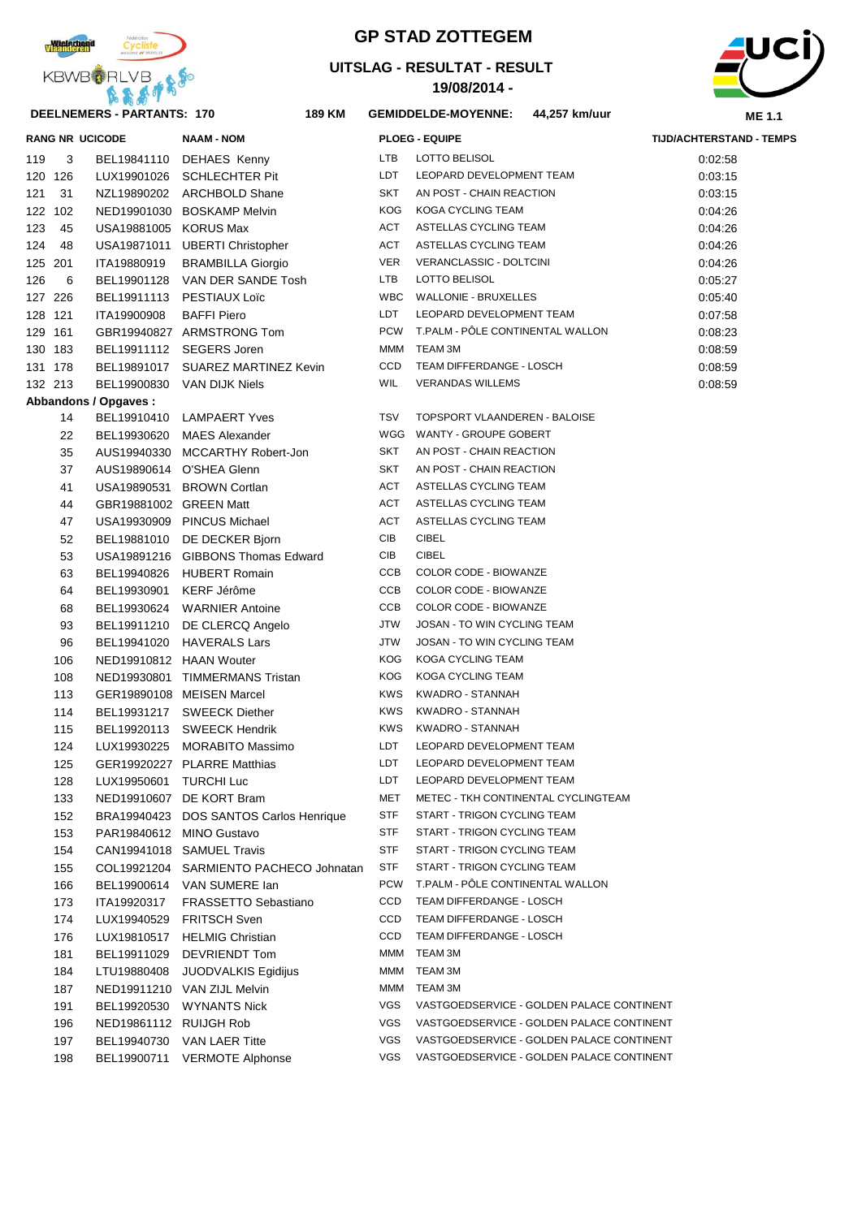# GP STAD ZOTTEGEM

## UITSLAG - RESULTAT - RESULT

**19/08/2014 -**

**DEELNEMERS - PARTANTS: 170** **189 KM** **GEMIDDELDE-MOYENNE: 44,257 km/uur** **ME 1.1**

| RANG | NR | UCICODE | NAAM - NOM | PLOEG | EQUIPE | TIJD/ACHTERSTAND - TEMPS |
|---|---|---|---|---|---|---|
| 119 | 3 | BEL19841110 | DEHAES Kenny | LTB | LOTTO BELISOL | 0:02:58 |
| 120 | 126 | LUX19901026 | SCHLECHTER Pit | LDT | LEOPARD DEVELOPMENT TEAM | 0:03:15 |
| 121 | 31 | NZL19890202 | ARCHBOLD Shane | SKT | AN POST - CHAIN REACTION | 0:03:15 |
| 122 | 102 | NED19901030 | BOSKAMP Melvin | KOG | KOGA CYCLING TEAM | 0:04:26 |
| 123 | 45 | USA19881005 | KORUS Max | ACT | ASTELLAS CYCLING TEAM | 0:04:26 |
| 124 | 48 | USA19871011 | UBERTI Christopher | ACT | ASTELLAS CYCLING TEAM | 0:04:26 |
| 125 | 201 | ITA19880919 | BRAMBILLA Giorgio | VER | VERANCLASSIC - DOLTCINI | 0:04:26 |
| 126 | 6 | BEL19901128 | VAN DER SANDE Tosh | LTB | LOTTO BELISOL | 0:05:27 |
| 127 | 226 | BEL19911113 | PESTIAUX Loïc | WBC | WALLONIE - BRUXELLES | 0:05:40 |
| 128 | 121 | ITA19900908 | BAFFI Piero | LDT | LEOPARD DEVELOPMENT TEAM | 0:07:58 |
| 129 | 161 | GBR19940827 | ARMSTRONG Tom | PCW | T.PALM - PÔLE CONTINENTAL WALLON | 0:08:23 |
| 130 | 183 | BEL19911112 | SEGERS Joren | MMM | TEAM 3M | 0:08:59 |
| 131 | 178 | BEL19891017 | SUAREZ MARTINEZ Kevin | CCD | TEAM DIFFERDANGE - LOSCH | 0:08:59 |
| 132 | 213 | BEL19900830 | VAN DIJK Niels | WIL | VERANDAS WILLEMS | 0:08:59 |

**Abbandons / Opgaves :**

| NR | UCICODE | NAAM - NOM | PLOEG | EQUIPE |
|---|---|---|---|---|
| 14 | BEL19910410 | LAMPAERT Yves | TSV | TOPSPORT VLAANDEREN - BALOISE |
| 22 | BEL19930620 | MAES Alexander | WGG | WANTY - GROUPE GOBERT |
| 35 | AUS19940330 | MCCARTHY Robert-Jon | SKT | AN POST - CHAIN REACTION |
| 37 | AUS19890614 | O'SHEA Glenn | SKT | AN POST - CHAIN REACTION |
| 41 | USA19890531 | BROWN Cortlan | ACT | ASTELLAS CYCLING TEAM |
| 44 | GBR19881002 | GREEN Matt | ACT | ASTELLAS CYCLING TEAM |
| 47 | USA19930909 | PINCUS Michael | ACT | ASTELLAS CYCLING TEAM |
| 52 | BEL19881010 | DE DECKER Bjorn | CIB | CIBEL |
| 53 | USA19891216 | GIBBONS Thomas Edward | CIB | CIBEL |
| 63 | BEL19940826 | HUBERT Romain | CCB | COLOR CODE - BIOWANZE |
| 64 | BEL19930901 | KERF Jérôme | CCB | COLOR CODE - BIOWANZE |
| 68 | BEL19930624 | WARNIER Antoine | CCB | COLOR CODE - BIOWANZE |
| 93 | BEL19911210 | DE CLERCQ Angelo | JTW | JOSAN - TO WIN CYCLING TEAM |
| 96 | BEL19941020 | HAVERALS Lars | JTW | JOSAN - TO WIN CYCLING TEAM |
| 106 | NED19910812 | HAAN Wouter | KOG | KOGA CYCLING TEAM |
| 108 | NED19930801 | TIMMERMANS Tristan | KOG | KOGA CYCLING TEAM |
| 113 | GER19890108 | MEISEN Marcel | KWS | KWADRO - STANNAH |
| 114 | BEL19931217 | SWEECK Diether | KWS | KWADRO - STANNAH |
| 115 | BEL19920113 | SWEECK Hendrik | KWS | KWADRO - STANNAH |
| 124 | LUX19930225 | MORABITO Massimo | LDT | LEOPARD DEVELOPMENT TEAM |
| 125 | GER19920227 | PLARRE Matthias | LDT | LEOPARD DEVELOPMENT TEAM |
| 128 | LUX19950601 | TURCHI Luc | LDT | LEOPARD DEVELOPMENT TEAM |
| 133 | NED19910607 | DE KORT Bram | MET | METEC - TKH CONTINENTAL CYCLINGTEAM |
| 152 | BRA19940423 | DOS SANTOS Carlos Henrique | STF | START - TRIGON CYCLING TEAM |
| 153 | PAR19840612 | MINO Gustavo | STF | START - TRIGON CYCLING TEAM |
| 154 | CAN19941018 | SAMUEL Travis | STF | START - TRIGON CYCLING TEAM |
| 155 | COL19921204 | SARMIENTO PACHECO Johnatan | STF | START - TRIGON CYCLING TEAM |
| 166 | BEL19900614 | VAN SUMERE Ian | PCW | T.PALM - PÔLE CONTINENTAL WALLON |
| 173 | ITA19920317 | FRASSETTO Sebastiano | CCD | TEAM DIFFERDANGE - LOSCH |
| 174 | LUX19940529 | FRITSCH Sven | CCD | TEAM DIFFERDANGE - LOSCH |
| 176 | LUX19810517 | HELMIG Christian | CCD | TEAM DIFFERDANGE - LOSCH |
| 181 | BEL19911029 | DEVRIENDT Tom | MMM | TEAM 3M |
| 184 | LTU19880408 | JUODVALKIS Egidijus | MMM | TEAM 3M |
| 187 | NED19911210 | VAN ZIJL Melvin | MMM | TEAM 3M |
| 191 | BEL19920530 | WYNANTS Nick | VGS | VASTGOEDSERVICE - GOLDEN PALACE CONTINENT |
| 196 | NED19861112 | RUIJGH Rob | VGS | VASTGOEDSERVICE - GOLDEN PALACE CONTINENT |
| 197 | BEL19940730 | VAN LAER Titte | VGS | VASTGOEDSERVICE - GOLDEN PALACE CONTINENT |
| 198 | BEL19900711 | VERMOTE Alphonse | VGS | VASTGOEDSERVICE - GOLDEN PALACE CONTINENT |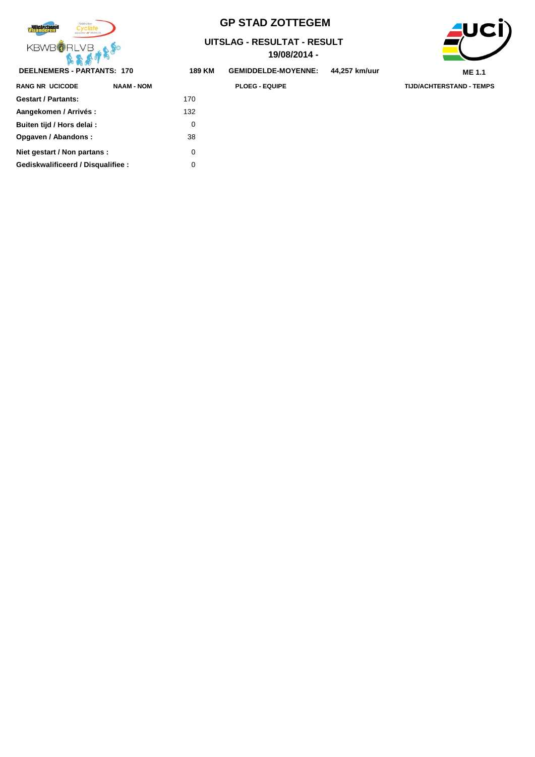# GP STAD ZOTTEGEM

## UITSLAG - RESULTAT - RESULT

**19/08/2014 -**

**DEELNEMERS - PARTANTS: 170** **189 KM** **GEMIDDELDE-MOYENNE: 44,257 km/uur** **ME 1.1**

| RANG NR UCICODE | NAAM - NOM | | PLOEG - EQUIPE | TIJD/ACHTERSTAND - TEMPS |
|---|---|---|---|---|
| **Gestart / Partants:** | | 170 | | |
| **Aangekomen / Arrivés :** | | 132 | | |
| **Buiten tijd / Hors delai :** | | 0 | | |
| **Opgaven / Abandons :** | | 38 | | |
| **Niet gestart / Non partans :** | | 0 | | |
| **Gediskwalificeerd / Disqualifiee :** | | 0 | | |